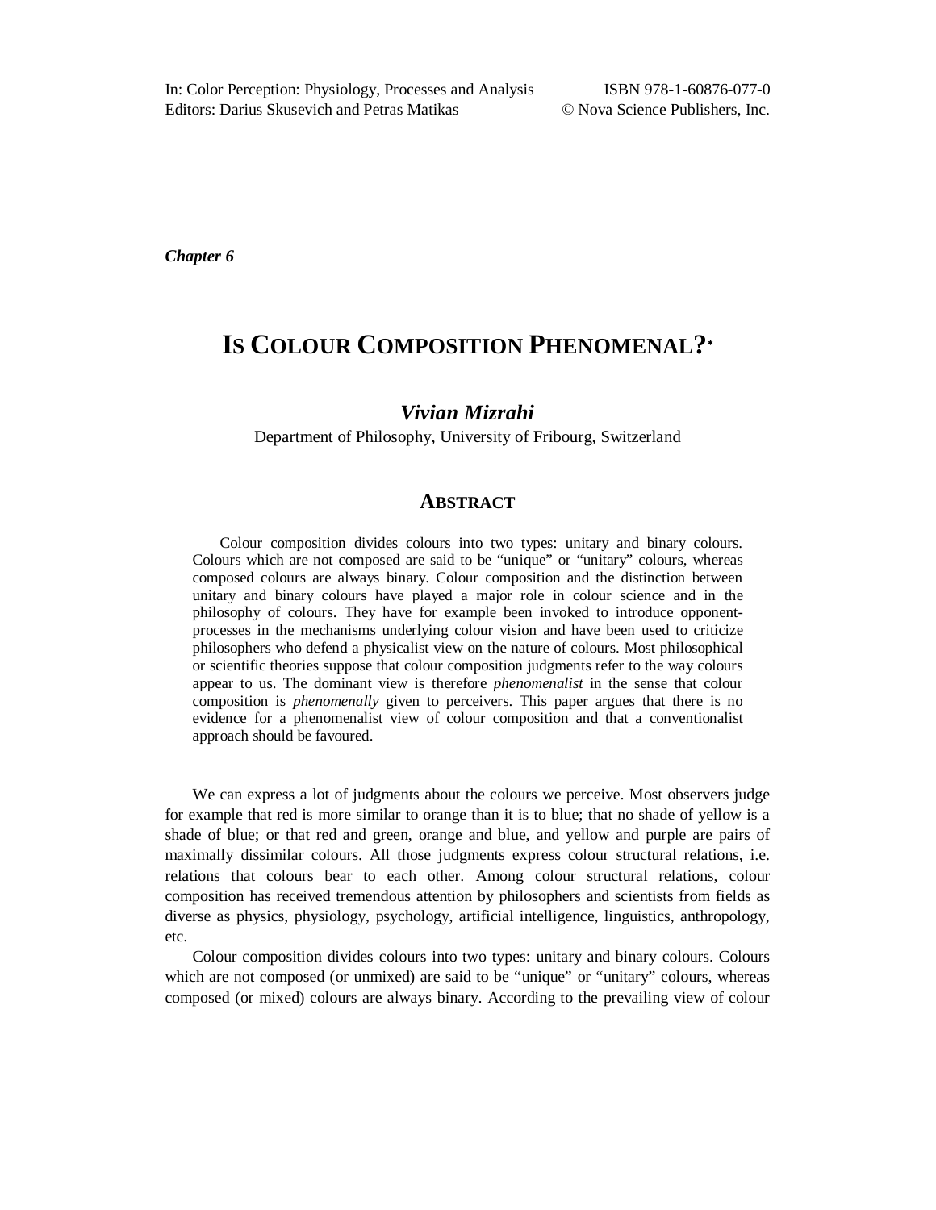In: Color Perception: Physiology, Processes and Analysis
Editors: Darius Skusevich and Petras Matikas

ISBN 978-1-60876-077-0
© Nova Science Publishers, Inc.

*Chapter 6*

# IS COLOUR COMPOSITION PHENOMENAL?*

***Vivian Mizrahi***

Department of Philosophy, University of Fribourg, Switzerland

## ABSTRACT

Colour composition divides colours into two types: unitary and binary colours. Colours which are not composed are said to be "unique" or "unitary" colours, whereas composed colours are always binary. Colour composition and the distinction between unitary and binary colours have played a major role in colour science and in the philosophy of colours. They have for example been invoked to introduce opponent-processes in the mechanisms underlying colour vision and have been used to criticize philosophers who defend a physicalist view on the nature of colours. Most philosophical or scientific theories suppose that colour composition judgments refer to the way colours appear to us. The dominant view is therefore *phenomenalist* in the sense that colour composition is *phenomenally* given to perceivers. This paper argues that there is no evidence for a phenomenalist view of colour composition and that a conventionalist approach should be favoured.

We can express a lot of judgments about the colours we perceive. Most observers judge for example that red is more similar to orange than it is to blue; that no shade of yellow is a shade of blue; or that red and green, orange and blue, and yellow and purple are pairs of maximally dissimilar colours. All those judgments express colour structural relations, i.e. relations that colours bear to each other. Among colour structural relations, colour composition has received tremendous attention by philosophers and scientists from fields as diverse as physics, physiology, psychology, artificial intelligence, linguistics, anthropology, etc.

Colour composition divides colours into two types: unitary and binary colours. Colours which are not composed (or unmixed) are said to be "unique" or "unitary" colours, whereas composed (or mixed) colours are always binary. According to the prevailing view of colour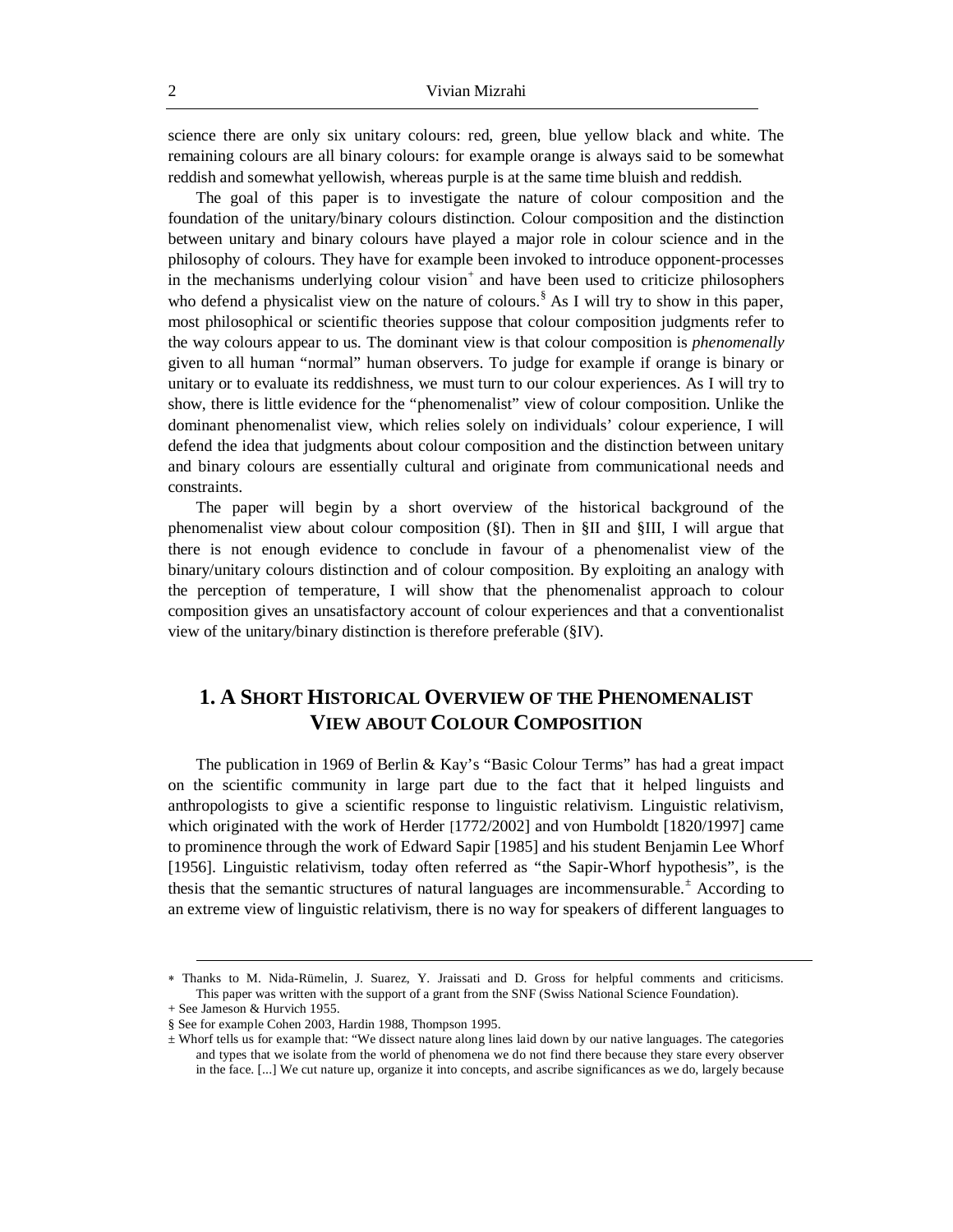science there are only six unitary colours: red, green, blue yellow black and white. The remaining colours are all binary colours: for example orange is always said to be somewhat reddish and somewhat yellowish, whereas purple is at the same time bluish and reddish.

The goal of this paper is to investigate the nature of colour composition and the foundation of the unitary/binary colours distinction. Colour composition and the distinction between unitary and binary colours have played a major role in colour science and in the philosophy of colours. They have for example been invoked to introduce opponent-processes in the mechanisms underlying colour vision[+] and have been used to criticize philosophers who defend a physicalist view on the nature of colours.[§] As I will try to show in this paper, most philosophical or scientific theories suppose that colour composition judgments refer to the way colours appear to us. The dominant view is that colour composition is *phenomenally* given to all human "normal" human observers. To judge for example if orange is binary or unitary or to evaluate its reddishness, we must turn to our colour experiences. As I will try to show, there is little evidence for the "phenomenalist" view of colour composition. Unlike the dominant phenomenalist view, which relies solely on individuals' colour experience, I will defend the idea that judgments about colour composition and the distinction between unitary and binary colours are essentially cultural and originate from communicational needs and constraints.

The paper will begin by a short overview of the historical background of the phenomenalist view about colour composition (§I). Then in §II and §III, I will argue that there is not enough evidence to conclude in favour of a phenomenalist view of the binary/unitary colours distinction and of colour composition. By exploiting an analogy with the perception of temperature, I will show that the phenomenalist approach to colour composition gives an unsatisfactory account of colour experiences and that a conventionalist view of the unitary/binary distinction is therefore preferable (§IV).

## 1. A Short Historical Overview of the Phenomenalist View about Colour Composition

The publication in 1969 of Berlin & Kay's "Basic Colour Terms" has had a great impact on the scientific community in large part due to the fact that it helped linguists and anthropologists to give a scientific response to linguistic relativism. Linguistic relativism, which originated with the work of Herder [1772/2002] and von Humboldt [1820/1997] came to prominence through the work of Edward Sapir [1985] and his student Benjamin Lee Whorf [1956]. Linguistic relativism, today often referred as "the Sapir-Whorf hypothesis", is the thesis that the semantic structures of natural languages are incommensurable.[±] According to an extreme view of linguistic relativism, there is no way for speakers of different languages to

---

∗ Thanks to M. Nida-Rümelin, J. Suarez, Y. Jraissati and D. Gross for helpful comments and criticisms. This paper was written with the support of a grant from the SNF (Swiss National Science Foundation).

+ See Jameson & Hurvich 1955.

§ See for example Cohen 2003, Hardin 1988, Thompson 1995.

± Whorf tells us for example that: "We dissect nature along lines laid down by our native languages. The categories and types that we isolate from the world of phenomena we do not find there because they stare every observer in the face. [...] We cut nature up, organize it into concepts, and ascribe significances as we do, largely because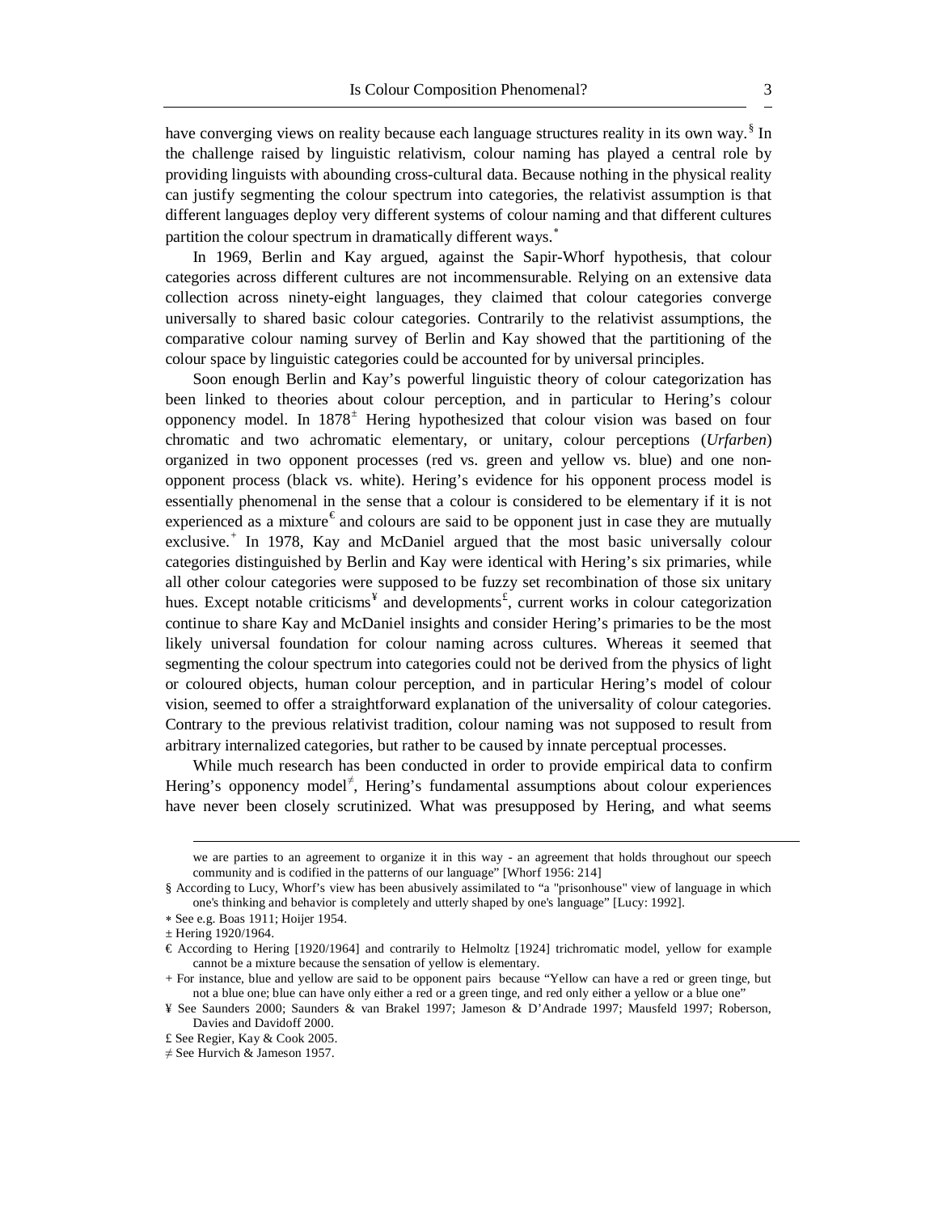have converging views on reality because each language structures reality in its own way.[§] In the challenge raised by linguistic relativism, colour naming has played a central role by providing linguists with abounding cross-cultural data. Because nothing in the physical reality can justify segmenting the colour spectrum into categories, the relativist assumption is that different languages deploy very different systems of colour naming and that different cultures partition the colour spectrum in dramatically different ways.[*]

In 1969, Berlin and Kay argued, against the Sapir-Whorf hypothesis, that colour categories across different cultures are not incommensurable. Relying on an extensive data collection across ninety-eight languages, they claimed that colour categories converge universally to shared basic colour categories. Contrarily to the relativist assumptions, the comparative colour naming survey of Berlin and Kay showed that the partitioning of the colour space by linguistic categories could be accounted for by universal principles.

Soon enough Berlin and Kay's powerful linguistic theory of colour categorization has been linked to theories about colour perception, and in particular to Hering's colour opponency model. In 1878[±] Hering hypothesized that colour vision was based on four chromatic and two achromatic elementary, or unitary, colour perceptions (*Urfarben*) organized in two opponent processes (red vs. green and yellow vs. blue) and one non-opponent process (black vs. white). Hering's evidence for his opponent process model is essentially phenomenal in the sense that a colour is considered to be elementary if it is not experienced as a mixture[€] and colours are said to be opponent just in case they are mutually exclusive.[+] In 1978, Kay and McDaniel argued that the most basic universally colour categories distinguished by Berlin and Kay were identical with Hering's six primaries, while all other colour categories were supposed to be fuzzy set recombination of those six unitary hues. Except notable criticisms[¥] and developments[£], current works in colour categorization continue to share Kay and McDaniel insights and consider Hering's primaries to be the most likely universal foundation for colour naming across cultures. Whereas it seemed that segmenting the colour spectrum into categories could not be derived from the physics of light or coloured objects, human colour perception, and in particular Hering's model of colour vision, seemed to offer a straightforward explanation of the universality of colour categories. Contrary to the previous relativist tradition, colour naming was not supposed to result from arbitrary internalized categories, but rather to be caused by innate perceptual processes.

While much research has been conducted in order to provide empirical data to confirm Hering's opponency model[≠], Hering's fundamental assumptions about colour experiences have never been closely scrutinized. What was presupposed by Hering, and what seems

---

we are parties to an agreement to organize it in this way - an agreement that holds throughout our speech community and is codified in the patterns of our language" [Whorf 1956: 214]

§ According to Lucy, Whorf's view has been abusively assimilated to "a "prisonhouse" view of language in which one's thinking and behavior is completely and utterly shaped by one's language" [Lucy: 1992].

* See e.g. Boas 1911; Hoijer 1954.

± Hering 1920/1964.

€ According to Hering [1920/1964] and contrarily to Helmoltz [1924] trichromatic model, yellow for example cannot be a mixture because the sensation of yellow is elementary.

+ For instance, blue and yellow are said to be opponent pairs because "Yellow can have a red or green tinge, but not a blue one; blue can have only either a red or a green tinge, and red only either a yellow or a blue one"

¥ See Saunders 2000; Saunders & van Brakel 1997; Jameson & D'Andrade 1997; Mausfeld 1997; Roberson, Davies and Davidoff 2000.

£ See Regier, Kay & Cook 2005.

≠ See Hurvich & Jameson 1957.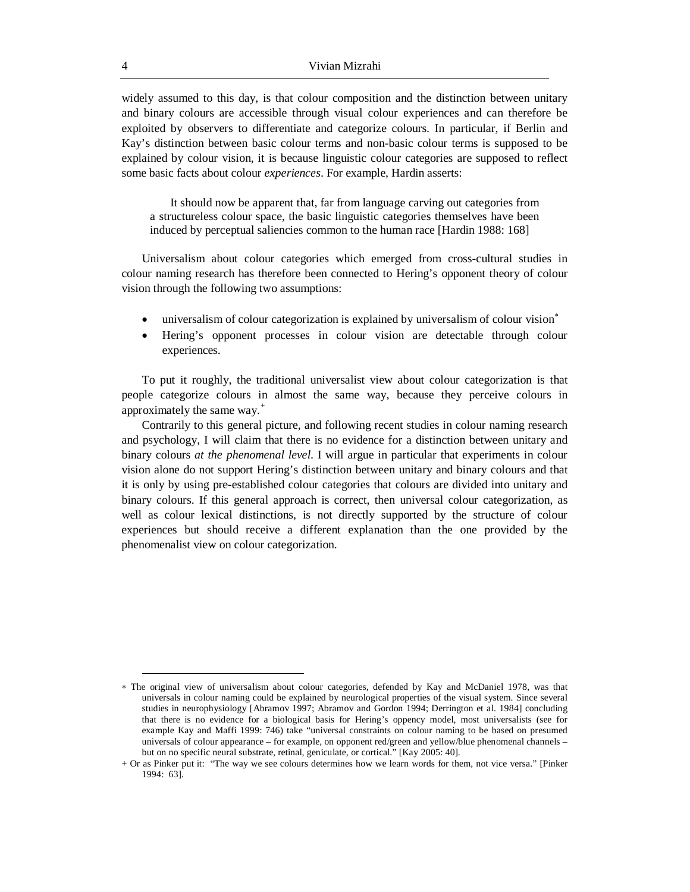widely assumed to this day, is that colour composition and the distinction between unitary and binary colours are accessible through visual colour experiences and can therefore be exploited by observers to differentiate and categorize colours. In particular, if Berlin and Kay's distinction between basic colour terms and non-basic colour terms is supposed to be explained by colour vision, it is because linguistic colour categories are supposed to reflect some basic facts about colour *experiences*. For example, Hardin asserts:

> It should now be apparent that, far from language carving out categories from a structureless colour space, the basic linguistic categories themselves have been induced by perceptual saliencies common to the human race [Hardin 1988: 168]

Universalism about colour categories which emerged from cross-cultural studies in colour naming research has therefore been connected to Hering's opponent theory of colour vision through the following two assumptions:

- universalism of colour categorization is explained by universalism of colour vision[*]
- Hering's opponent processes in colour vision are detectable through colour experiences.

To put it roughly, the traditional universalist view about colour categorization is that people categorize colours in almost the same way, because they perceive colours in approximately the same way.[+]

Contrarily to this general picture, and following recent studies in colour naming research and psychology, I will claim that there is no evidence for a distinction between unitary and binary colours *at the phenomenal level*. I will argue in particular that experiments in colour vision alone do not support Hering's distinction between unitary and binary colours and that it is only by using pre-established colour categories that colours are divided into unitary and binary colours. If this general approach is correct, then universal colour categorization, as well as colour lexical distinctions, is not directly supported by the structure of colour experiences but should receive a different explanation than the one provided by the phenomenalist view on colour categorization.

---

[*] The original view of universalism about colour categories, defended by Kay and McDaniel 1978, was that universals in colour naming could be explained by neurological properties of the visual system. Since several studies in neurophysiology [Abramov 1997; Abramov and Gordon 1994; Derrington et al. 1984] concluding that there is no evidence for a biological basis for Hering's oppency model, most universalists (see for example Kay and Maffi 1999: 746) take "universal constraints on colour naming to be based on presumed universals of colour appearance – for example, on opponent red/green and yellow/blue phenomenal channels – but on no specific neural substrate, retinal, geniculate, or cortical." [Kay 2005: 40].

[+] Or as Pinker put it: "The way we see colours determines how we learn words for them, not vice versa." [Pinker 1994: 63].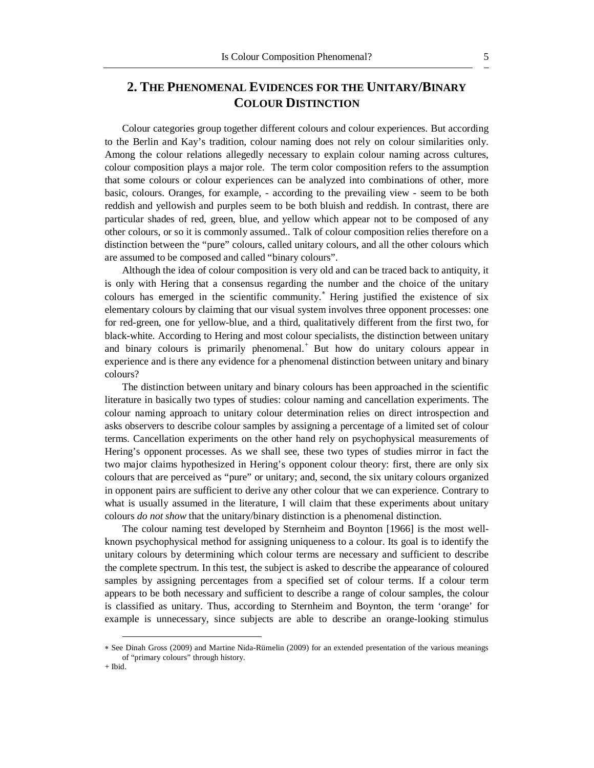## 2. The Phenomenal Evidences for the Unitary/Binary Colour Distinction

Colour categories group together different colours and colour experiences. But according to the Berlin and Kay's tradition, colour naming does not rely on colour similarities only. Among the colour relations allegedly necessary to explain colour naming across cultures, colour composition plays a major role. The term color composition refers to the assumption that some colours or colour experiences can be analyzed into combinations of other, more basic, colours. Oranges, for example, - according to the prevailing view - seem to be both reddish and yellowish and purples seem to be both bluish and reddish. In contrast, there are particular shades of red, green, blue, and yellow which appear not to be composed of any other colours, or so it is commonly assumed.. Talk of colour composition relies therefore on a distinction between the "pure" colours, called unitary colours, and all the other colours which are assumed to be composed and called "binary colours".

Although the idea of colour composition is very old and can be traced back to antiquity, it is only with Hering that a consensus regarding the number and the choice of the unitary colours has emerged in the scientific community.[*] Hering justified the existence of six elementary colours by claiming that our visual system involves three opponent processes: one for red-green, one for yellow-blue, and a third, qualitatively different from the first two, for black-white. According to Hering and most colour specialists, the distinction between unitary and binary colours is primarily phenomenal.[+] But how do unitary colours appear in experience and is there any evidence for a phenomenal distinction between unitary and binary colours?

The distinction between unitary and binary colours has been approached in the scientific literature in basically two types of studies: colour naming and cancellation experiments. The colour naming approach to unitary colour determination relies on direct introspection and asks observers to describe colour samples by assigning a percentage of a limited set of colour terms. Cancellation experiments on the other hand rely on psychophysical measurements of Hering's opponent processes. As we shall see, these two types of studies mirror in fact the two major claims hypothesized in Hering's opponent colour theory: first, there are only six colours that are perceived as "pure" or unitary; and, second, the six unitary colours organized in opponent pairs are sufficient to derive any other colour that we can experience. Contrary to what is usually assumed in the literature, I will claim that these experiments about unitary colours *do not show* that the unitary/binary distinction is a phenomenal distinction.

The colour naming test developed by Sternheim and Boynton [1966] is the most well-known psychophysical method for assigning uniqueness to a colour. Its goal is to identify the unitary colours by determining which colour terms are necessary and sufficient to describe the complete spectrum. In this test, the subject is asked to describe the appearance of coloured samples by assigning percentages from a specified set of colour terms. If a colour term appears to be both necessary and sufficient to describe a range of colour samples, the colour is classified as unitary. Thus, according to Sternheim and Boynton, the term 'orange' for example is unnecessary, since subjects are able to describe an orange-looking stimulus

---

[*] See Dinah Gross (2009) and Martine Nida-Rümelin (2009) for an extended presentation of the various meanings of "primary colours" through history.

[+] Ibid.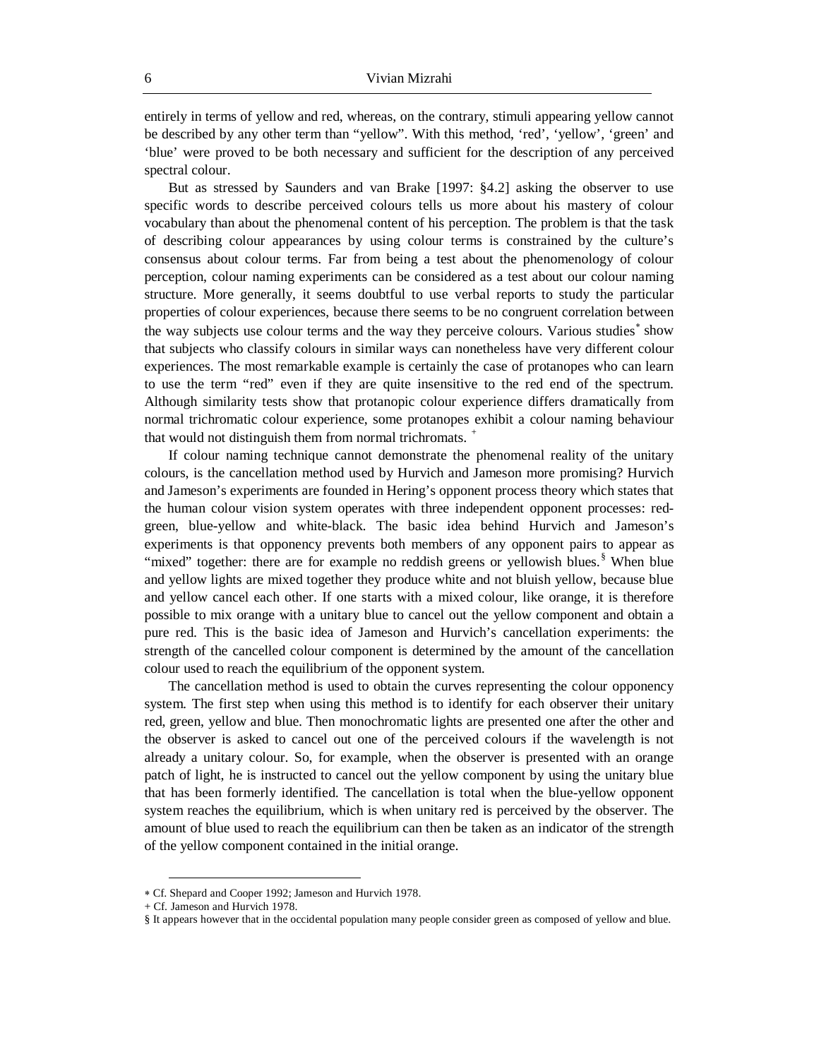entirely in terms of yellow and red, whereas, on the contrary, stimuli appearing yellow cannot be described by any other term than "yellow". With this method, 'red', 'yellow', 'green' and 'blue' were proved to be both necessary and sufficient for the description of any perceived spectral colour.

But as stressed by Saunders and van Brake [1997: §4.2] asking the observer to use specific words to describe perceived colours tells us more about his mastery of colour vocabulary than about the phenomenal content of his perception. The problem is that the task of describing colour appearances by using colour terms is constrained by the culture's consensus about colour terms. Far from being a test about the phenomenology of colour perception, colour naming experiments can be considered as a test about our colour naming structure. More generally, it seems doubtful to use verbal reports to study the particular properties of colour experiences, because there seems to be no congruent correlation between the way subjects use colour terms and the way they perceive colours. Various studies[*] show that subjects who classify colours in similar ways can nonetheless have very different colour experiences. The most remarkable example is certainly the case of protanopes who can learn to use the term "red" even if they are quite insensitive to the red end of the spectrum. Although similarity tests show that protanopic colour experience differs dramatically from normal trichromatic colour experience, some protanopes exhibit a colour naming behaviour that would not distinguish them from normal trichromats. [+]

If colour naming technique cannot demonstrate the phenomenal reality of the unitary colours, is the cancellation method used by Hurvich and Jameson more promising? Hurvich and Jameson's experiments are founded in Hering's opponent process theory which states that the human colour vision system operates with three independent opponent processes: red-green, blue-yellow and white-black. The basic idea behind Hurvich and Jameson's experiments is that opponency prevents both members of any opponent pairs to appear as "mixed" together: there are for example no reddish greens or yellowish blues.[§] When blue and yellow lights are mixed together they produce white and not bluish yellow, because blue and yellow cancel each other. If one starts with a mixed colour, like orange, it is therefore possible to mix orange with a unitary blue to cancel out the yellow component and obtain a pure red. This is the basic idea of Jameson and Hurvich's cancellation experiments: the strength of the cancelled colour component is determined by the amount of the cancellation colour used to reach the equilibrium of the opponent system.

The cancellation method is used to obtain the curves representing the colour opponency system. The first step when using this method is to identify for each observer their unitary red, green, yellow and blue. Then monochromatic lights are presented one after the other and the observer is asked to cancel out one of the perceived colours if the wavelength is not already a unitary colour. So, for example, when the observer is presented with an orange patch of light, he is instructed to cancel out the yellow component by using the unitary blue that has been formerly identified. The cancellation is total when the blue-yellow opponent system reaches the equilibrium, which is when unitary red is perceived by the observer. The amount of blue used to reach the equilibrium can then be taken as an indicator of the strength of the yellow component contained in the initial orange.

---

∗ Cf. Shepard and Cooper 1992; Jameson and Hurvich 1978.

+ Cf. Jameson and Hurvich 1978.

§ It appears however that in the occidental population many people consider green as composed of yellow and blue.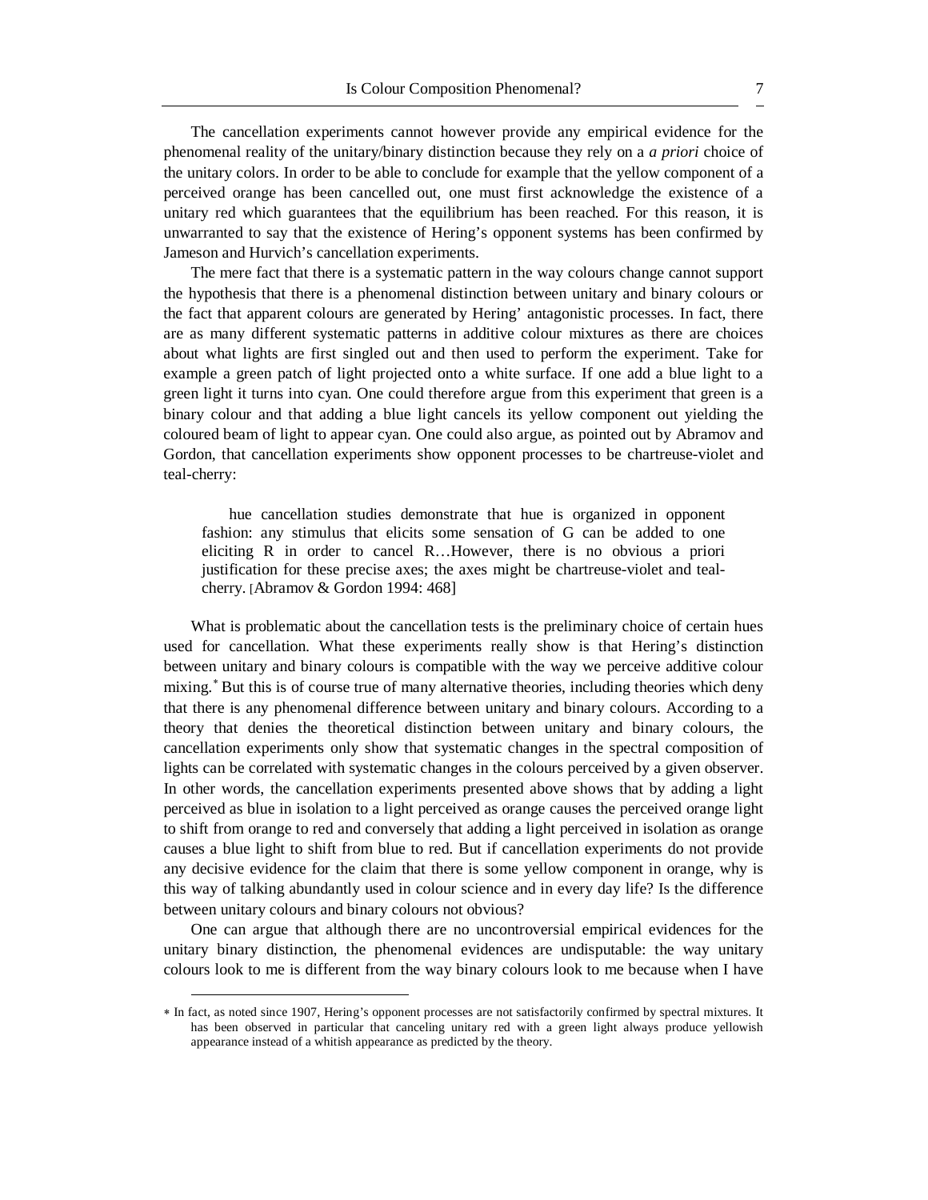The cancellation experiments cannot however provide any empirical evidence for the phenomenal reality of the unitary/binary distinction because they rely on a *a priori* choice of the unitary colors. In order to be able to conclude for example that the yellow component of a perceived orange has been cancelled out, one must first acknowledge the existence of a unitary red which guarantees that the equilibrium has been reached. For this reason, it is unwarranted to say that the existence of Hering's opponent systems has been confirmed by Jameson and Hurvich's cancellation experiments.

The mere fact that there is a systematic pattern in the way colours change cannot support the hypothesis that there is a phenomenal distinction between unitary and binary colours or the fact that apparent colours are generated by Hering' antagonistic processes. In fact, there are as many different systematic patterns in additive colour mixtures as there are choices about what lights are first singled out and then used to perform the experiment. Take for example a green patch of light projected onto a white surface. If one add a blue light to a green light it turns into cyan. One could therefore argue from this experiment that green is a binary colour and that adding a blue light cancels its yellow component out yielding the coloured beam of light to appear cyan. One could also argue, as pointed out by Abramov and Gordon, that cancellation experiments show opponent processes to be chartreuse-violet and teal-cherry:

> hue cancellation studies demonstrate that hue is organized in opponent fashion: any stimulus that elicits some sensation of G can be added to one eliciting R in order to cancel R…However, there is no obvious a priori justification for these precise axes; the axes might be chartreuse-violet and teal-cherry. [Abramov & Gordon 1994: 468]

What is problematic about the cancellation tests is the preliminary choice of certain hues used for cancellation. What these experiments really show is that Hering's distinction between unitary and binary colours is compatible with the way we perceive additive colour mixing.* But this is of course true of many alternative theories, including theories which deny that there is any phenomenal difference between unitary and binary colours. According to a theory that denies the theoretical distinction between unitary and binary colours, the cancellation experiments only show that systematic changes in the spectral composition of lights can be correlated with systematic changes in the colours perceived by a given observer. In other words, the cancellation experiments presented above shows that by adding a light perceived as blue in isolation to a light perceived as orange causes the perceived orange light to shift from orange to red and conversely that adding a light perceived in isolation as orange causes a blue light to shift from blue to red. But if cancellation experiments do not provide any decisive evidence for the claim that there is some yellow component in orange, why is this way of talking abundantly used in colour science and in every day life? Is the difference between unitary colours and binary colours not obvious?

One can argue that although there are no uncontroversial empirical evidences for the unitary binary distinction, the phenomenal evidences are undisputable: the way unitary colours look to me is different from the way binary colours look to me because when I have

---

* In fact, as noted since 1907, Hering's opponent processes are not satisfactorily confirmed by spectral mixtures. It has been observed in particular that canceling unitary red with a green light always produce yellowish appearance instead of a whitish appearance as predicted by the theory.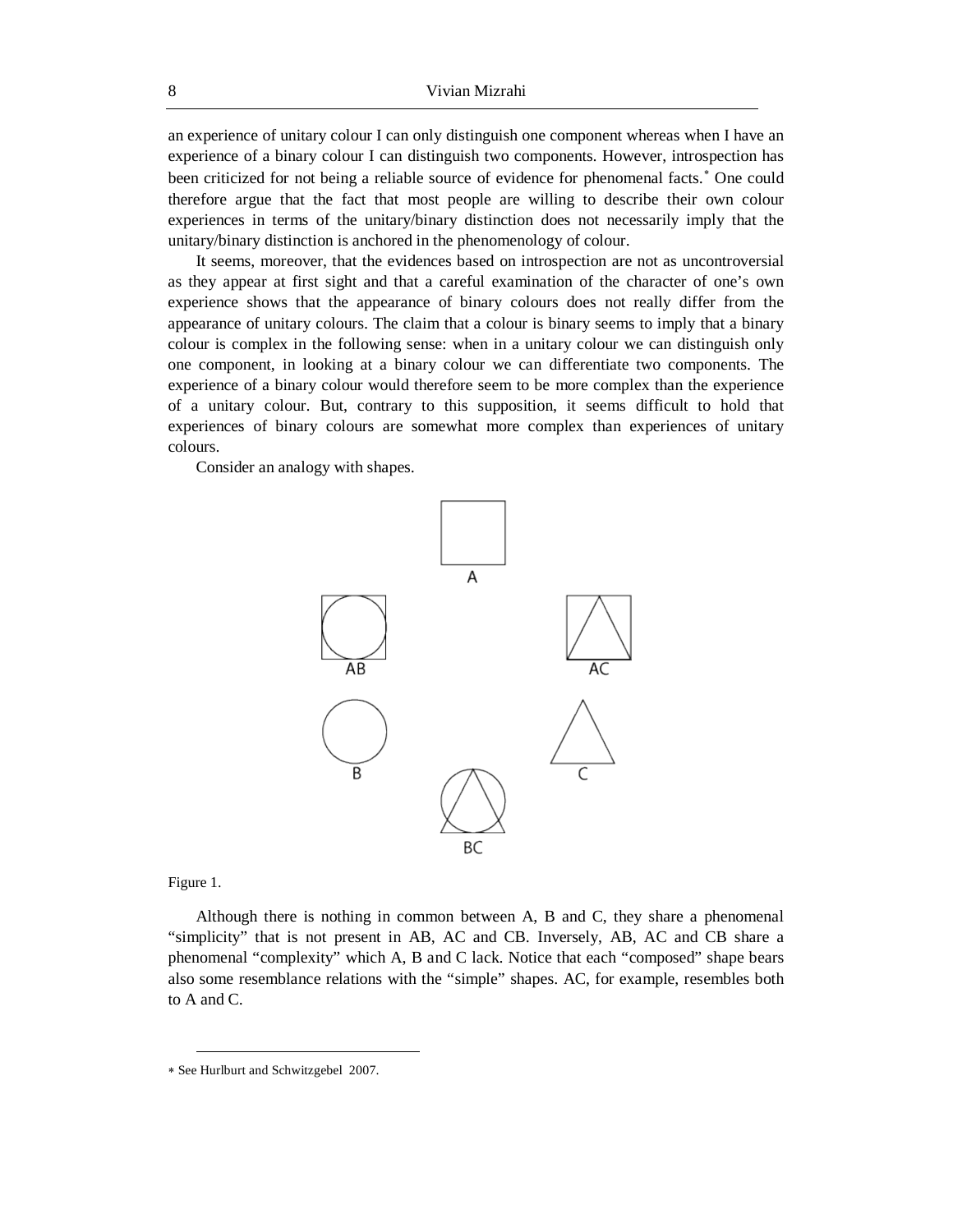an experience of unitary colour I can only distinguish one component whereas when I have an experience of a binary colour I can distinguish two components. However, introspection has been criticized for not being a reliable source of evidence for phenomenal facts.[*] One could therefore argue that the fact that most people are willing to describe their own colour experiences in terms of the unitary/binary distinction does not necessarily imply that the unitary/binary distinction is anchored in the phenomenology of colour.

It seems, moreover, that the evidences based on introspection are not as uncontroversial as they appear at first sight and that a careful examination of the character of one's own experience shows that the appearance of binary colours does not really differ from the appearance of unitary colours. The claim that a colour is binary seems to imply that a binary colour is complex in the following sense: when in a unitary colour we can distinguish only one component, in looking at a binary colour we can differentiate two components. The experience of a binary colour would therefore seem to be more complex than the experience of a unitary colour. But, contrary to this supposition, it seems difficult to hold that experiences of binary colours are somewhat more complex than experiences of unitary colours.

Consider an analogy with shapes.

A

AB

AC

B

C

BC

Figure 1.

Although there is nothing in common between A, B and C, they share a phenomenal "simplicity" that is not present in AB, AC and CB. Inversely, AB, AC and CB share a phenomenal "complexity" which A, B and C lack. Notice that each "composed" shape bears also some resemblance relations with the "simple" shapes. AC, for example, resembles both to A and C.

---

[*] See Hurlburt and Schwitzgebel 2007.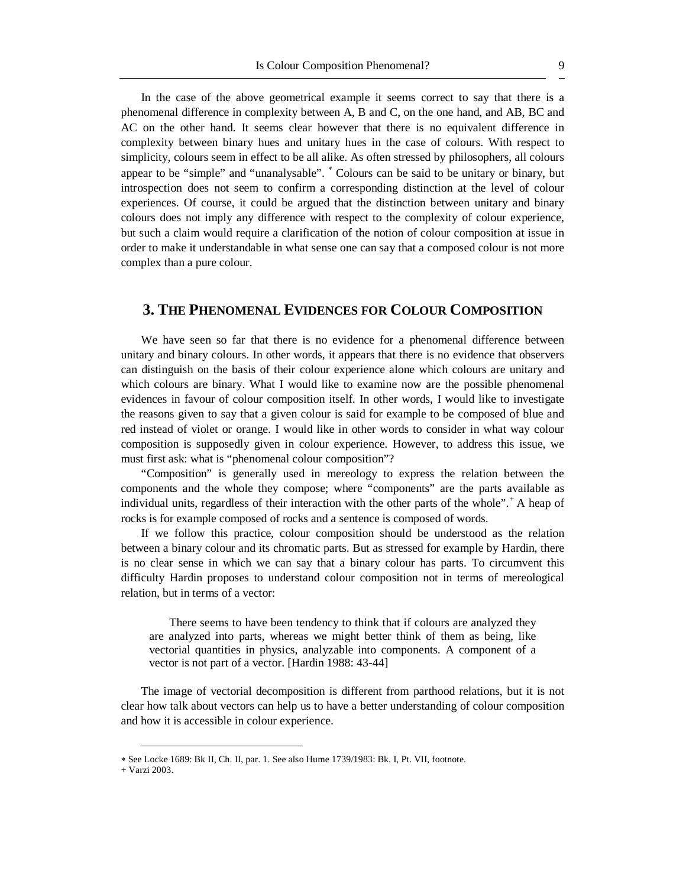In the case of the above geometrical example it seems correct to say that there is a phenomenal difference in complexity between A, B and C, on the one hand, and AB, BC and AC on the other hand. It seems clear however that there is no equivalent difference in complexity between binary hues and unitary hues in the case of colours. With respect to simplicity, colours seem in effect to be all alike. As often stressed by philosophers, all colours appear to be "simple" and "unanalysable". [*] Colours can be said to be unitary or binary, but introspection does not seem to confirm a corresponding distinction at the level of colour experiences. Of course, it could be argued that the distinction between unitary and binary colours does not imply any difference with respect to the complexity of colour experience, but such a claim would require a clarification of the notion of colour composition at issue in order to make it understandable in what sense one can say that a composed colour is not more complex than a pure colour.

## 3. THE PHENOMENAL EVIDENCES FOR COLOUR COMPOSITION

We have seen so far that there is no evidence for a phenomenal difference between unitary and binary colours. In other words, it appears that there is no evidence that observers can distinguish on the basis of their colour experience alone which colours are unitary and which colours are binary. What I would like to examine now are the possible phenomenal evidences in favour of colour composition itself. In other words, I would like to investigate the reasons given to say that a given colour is said for example to be composed of blue and red instead of violet or orange. I would like in other words to consider in what way colour composition is supposedly given in colour experience. However, to address this issue, we must first ask: what is "phenomenal colour composition"?

"Composition" is generally used in mereology to express the relation between the components and the whole they compose; where "components" are the parts available as individual units, regardless of their interaction with the other parts of the whole". [+] A heap of rocks is for example composed of rocks and a sentence is composed of words.

If we follow this practice, colour composition should be understood as the relation between a binary colour and its chromatic parts. But as stressed for example by Hardin, there is no clear sense in which we can say that a binary colour has parts. To circumvent this difficulty Hardin proposes to understand colour composition not in terms of mereological relation, but in terms of a vector:

> There seems to have been tendency to think that if colours are analyzed they are analyzed into parts, whereas we might better think of them as being, like vectorial quantities in physics, analyzable into components. A component of a vector is not part of a vector. [Hardin 1988: 43-44]

The image of vectorial decomposition is different from parthood relations, but it is not clear how talk about vectors can help us to have a better understanding of colour composition and how it is accessible in colour experience.

---

∗ See Locke 1689: Bk II, Ch. II, par. 1. See also Hume 1739/1983: Bk. I, Pt. VII, footnote.

+ Varzi 2003.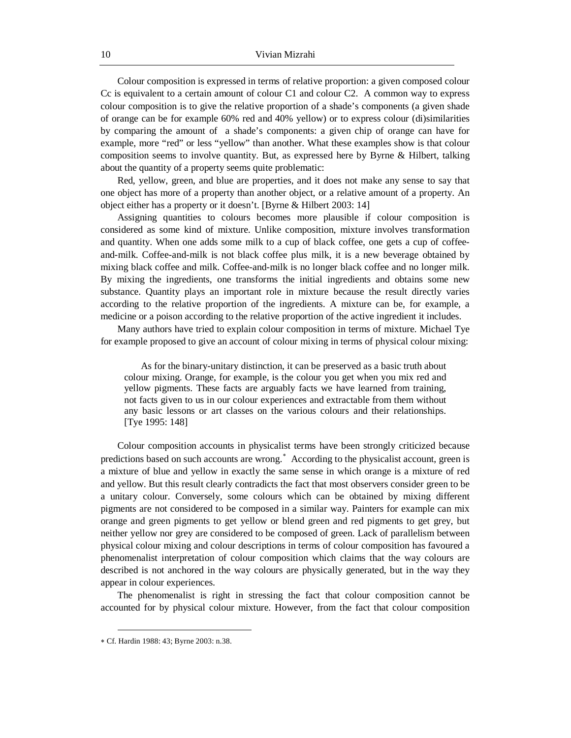Colour composition is expressed in terms of relative proportion: a given composed colour Cc is equivalent to a certain amount of colour C1 and colour C2. A common way to express colour composition is to give the relative proportion of a shade's components (a given shade of orange can be for example 60% red and 40% yellow) or to express colour (di)similarities by comparing the amount of a shade's components: a given chip of orange can have for example, more "red" or less "yellow" than another. What these examples show is that colour composition seems to involve quantity. But, as expressed here by Byrne & Hilbert, talking about the quantity of a property seems quite problematic:

Red, yellow, green, and blue are properties, and it does not make any sense to say that one object has more of a property than another object, or a relative amount of a property. An object either has a property or it doesn't. [Byrne & Hilbert 2003: 14]

Assigning quantities to colours becomes more plausible if colour composition is considered as some kind of mixture. Unlike composition, mixture involves transformation and quantity. When one adds some milk to a cup of black coffee, one gets a cup of coffee-and-milk. Coffee-and-milk is not black coffee plus milk, it is a new beverage obtained by mixing black coffee and milk. Coffee-and-milk is no longer black coffee and no longer milk. By mixing the ingredients, one transforms the initial ingredients and obtains some new substance. Quantity plays an important role in mixture because the result directly varies according to the relative proportion of the ingredients. A mixture can be, for example, a medicine or a poison according to the relative proportion of the active ingredient it includes.

Many authors have tried to explain colour composition in terms of mixture. Michael Tye for example proposed to give an account of colour mixing in terms of physical colour mixing:

> As for the binary-unitary distinction, it can be preserved as a basic truth about colour mixing. Orange, for example, is the colour you get when you mix red and yellow pigments. These facts are arguably facts we have learned from training, not facts given to us in our colour experiences and extractable from them without any basic lessons or art classes on the various colours and their relationships. [Tye 1995: 148]

Colour composition accounts in physicalist terms have been strongly criticized because predictions based on such accounts are wrong.* According to the physicalist account, green is a mixture of blue and yellow in exactly the same sense in which orange is a mixture of red and yellow. But this result clearly contradicts the fact that most observers consider green to be a unitary colour. Conversely, some colours which can be obtained by mixing different pigments are not considered to be composed in a similar way. Painters for example can mix orange and green pigments to get yellow or blend green and red pigments to get grey, but neither yellow nor grey are considered to be composed of green. Lack of parallelism between physical colour mixing and colour descriptions in terms of colour composition has favoured a phenomenalist interpretation of colour composition which claims that the way colours are described is not anchored in the way colours are physically generated, but in the way they appear in colour experiences.

The phenomenalist is right in stressing the fact that colour composition cannot be accounted for by physical colour mixture. However, from the fact that colour composition

* Cf. Hardin 1988: 43; Byrne 2003: n.38.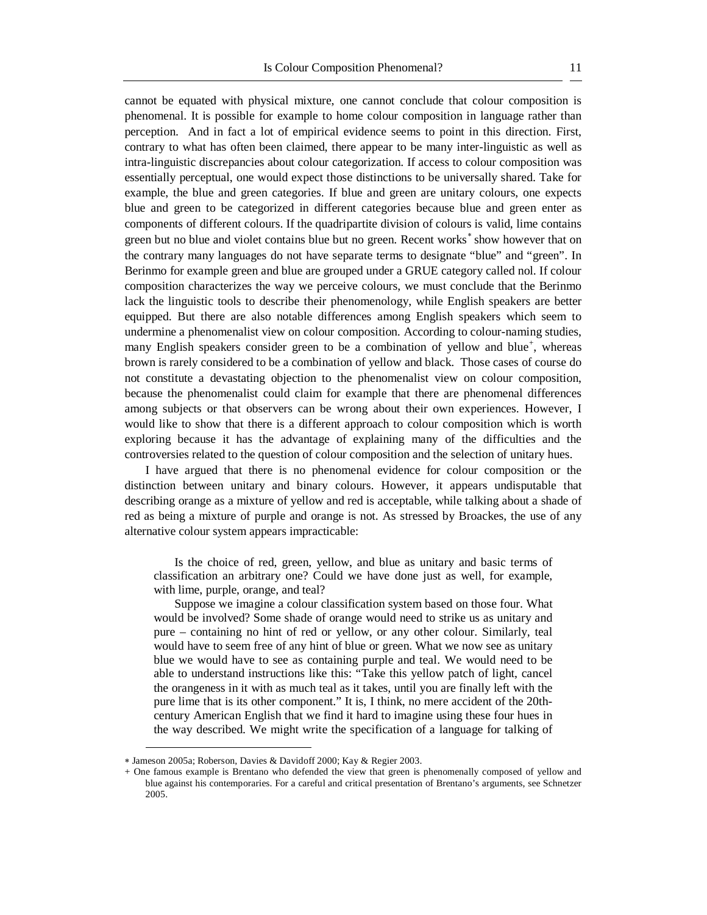cannot be equated with physical mixture, one cannot conclude that colour composition is phenomenal. It is possible for example to home colour composition in language rather than perception. And in fact a lot of empirical evidence seems to point in this direction. First, contrary to what has often been claimed, there appear to be many inter-linguistic as well as intra-linguistic discrepancies about colour categorization. If access to colour composition was essentially perceptual, one would expect those distinctions to be universally shared. Take for example, the blue and green categories. If blue and green are unitary colours, one expects blue and green to be categorized in different categories because blue and green enter as components of different colours. If the quadripartite division of colours is valid, lime contains green but no blue and violet contains blue but no green. Recent works[*] show however that on the contrary many languages do not have separate terms to designate "blue" and "green". In Berinmo for example green and blue are grouped under a GRUE category called nol. If colour composition characterizes the way we perceive colours, we must conclude that the Berinmo lack the linguistic tools to describe their phenomenology, while English speakers are better equipped. But there are also notable differences among English speakers which seem to undermine a phenomenalist view on colour composition. According to colour-naming studies, many English speakers consider green to be a combination of yellow and blue[+], whereas brown is rarely considered to be a combination of yellow and black. Those cases of course do not constitute a devastating objection to the phenomenalist view on colour composition, because the phenomenalist could claim for example that there are phenomenal differences among subjects or that observers can be wrong about their own experiences. However, I would like to show that there is a different approach to colour composition which is worth exploring because it has the advantage of explaining many of the difficulties and the controversies related to the question of colour composition and the selection of unitary hues.

I have argued that there is no phenomenal evidence for colour composition or the distinction between unitary and binary colours. However, it appears undisputable that describing orange as a mixture of yellow and red is acceptable, while talking about a shade of red as being a mixture of purple and orange is not. As stressed by Broackes, the use of any alternative colour system appears impracticable:

> Is the choice of red, green, yellow, and blue as unitary and basic terms of classification an arbitrary one? Could we have done just as well, for example, with lime, purple, orange, and teal?
>
> Suppose we imagine a colour classification system based on those four. What would be involved? Some shade of orange would need to strike us as unitary and pure – containing no hint of red or yellow, or any other colour. Similarly, teal would have to seem free of any hint of blue or green. What we now see as unitary blue we would have to see as containing purple and teal. We would need to be able to understand instructions like this: "Take this yellow patch of light, cancel the orangeness in it with as much teal as it takes, until you are finally left with the pure lime that is its other component." It is, I think, no mere accident of the 20th-century American English that we find it hard to imagine using these four hues in the way described. We might write the specification of a language for talking of

---

[*] Jameson 2005a; Roberson, Davies & Davidoff 2000; Kay & Regier 2003.

[+] One famous example is Brentano who defended the view that green is phenomenally composed of yellow and blue against his contemporaries. For a careful and critical presentation of Brentano's arguments, see Schnetzer 2005.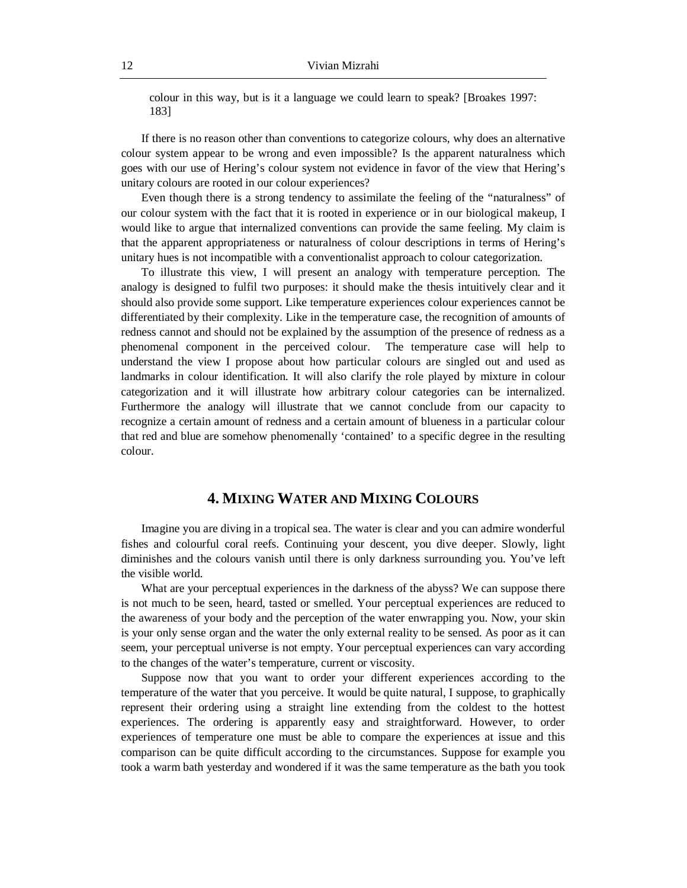colour in this way, but is it a language we could learn to speak? [Broakes 1997: 183]

If there is no reason other than conventions to categorize colours, why does an alternative colour system appear to be wrong and even impossible? Is the apparent naturalness which goes with our use of Hering's colour system not evidence in favor of the view that Hering's unitary colours are rooted in our colour experiences?

Even though there is a strong tendency to assimilate the feeling of the "naturalness" of our colour system with the fact that it is rooted in experience or in our biological makeup, I would like to argue that internalized conventions can provide the same feeling. My claim is that the apparent appropriateness or naturalness of colour descriptions in terms of Hering's unitary hues is not incompatible with a conventionalist approach to colour categorization.

To illustrate this view, I will present an analogy with temperature perception. The analogy is designed to fulfil two purposes: it should make the thesis intuitively clear and it should also provide some support. Like temperature experiences colour experiences cannot be differentiated by their complexity. Like in the temperature case, the recognition of amounts of redness cannot and should not be explained by the assumption of the presence of redness as a phenomenal component in the perceived colour. The temperature case will help to understand the view I propose about how particular colours are singled out and used as landmarks in colour identification. It will also clarify the role played by mixture in colour categorization and it will illustrate how arbitrary colour categories can be internalized. Furthermore the analogy will illustrate that we cannot conclude from our capacity to recognize a certain amount of redness and a certain amount of blueness in a particular colour that red and blue are somehow phenomenally 'contained' to a specific degree in the resulting colour.

## 4. Mixing Water and Mixing Colours

Imagine you are diving in a tropical sea. The water is clear and you can admire wonderful fishes and colourful coral reefs. Continuing your descent, you dive deeper. Slowly, light diminishes and the colours vanish until there is only darkness surrounding you. You've left the visible world.

What are your perceptual experiences in the darkness of the abyss? We can suppose there is not much to be seen, heard, tasted or smelled. Your perceptual experiences are reduced to the awareness of your body and the perception of the water enwrapping you. Now, your skin is your only sense organ and the water the only external reality to be sensed. As poor as it can seem, your perceptual universe is not empty. Your perceptual experiences can vary according to the changes of the water's temperature, current or viscosity.

Suppose now that you want to order your different experiences according to the temperature of the water that you perceive. It would be quite natural, I suppose, to graphically represent their ordering using a straight line extending from the coldest to the hottest experiences. The ordering is apparently easy and straightforward. However, to order experiences of temperature one must be able to compare the experiences at issue and this comparison can be quite difficult according to the circumstances. Suppose for example you took a warm bath yesterday and wondered if it was the same temperature as the bath you took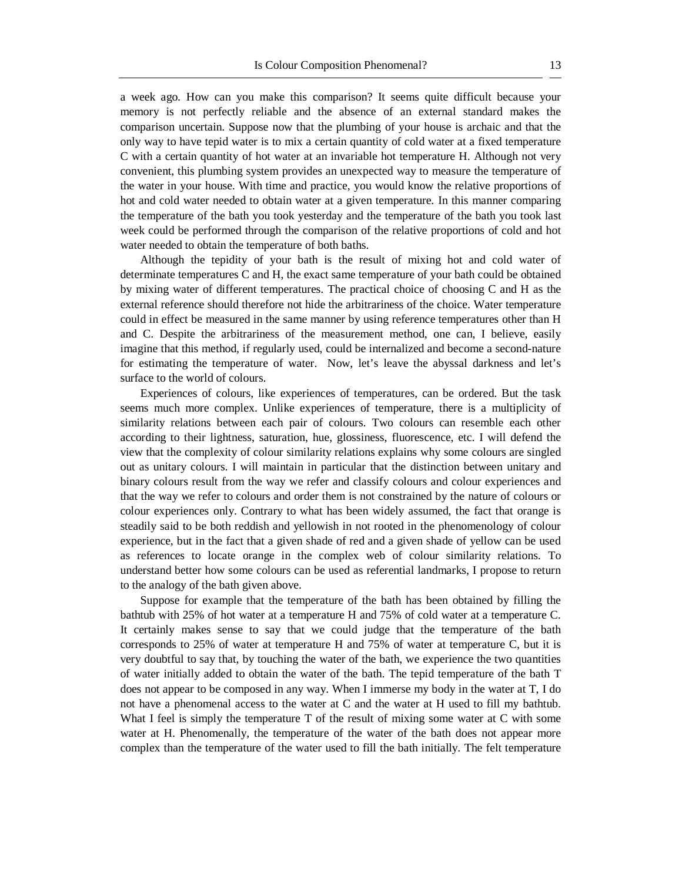a week ago. How can you make this comparison? It seems quite difficult because your memory is not perfectly reliable and the absence of an external standard makes the comparison uncertain. Suppose now that the plumbing of your house is archaic and that the only way to have tepid water is to mix a certain quantity of cold water at a fixed temperature C with a certain quantity of hot water at an invariable hot temperature H. Although not very convenient, this plumbing system provides an unexpected way to measure the temperature of the water in your house. With time and practice, you would know the relative proportions of hot and cold water needed to obtain water at a given temperature. In this manner comparing the temperature of the bath you took yesterday and the temperature of the bath you took last week could be performed through the comparison of the relative proportions of cold and hot water needed to obtain the temperature of both baths.

Although the tepidity of your bath is the result of mixing hot and cold water of determinate temperatures C and H, the exact same temperature of your bath could be obtained by mixing water of different temperatures. The practical choice of choosing C and H as the external reference should therefore not hide the arbitrariness of the choice. Water temperature could in effect be measured in the same manner by using reference temperatures other than H and C. Despite the arbitrariness of the measurement method, one can, I believe, easily imagine that this method, if regularly used, could be internalized and become a second-nature for estimating the temperature of water. Now, let's leave the abyssal darkness and let's surface to the world of colours.

Experiences of colours, like experiences of temperatures, can be ordered. But the task seems much more complex. Unlike experiences of temperature, there is a multiplicity of similarity relations between each pair of colours. Two colours can resemble each other according to their lightness, saturation, hue, glossiness, fluorescence, etc. I will defend the view that the complexity of colour similarity relations explains why some colours are singled out as unitary colours. I will maintain in particular that the distinction between unitary and binary colours result from the way we refer and classify colours and colour experiences and that the way we refer to colours and order them is not constrained by the nature of colours or colour experiences only. Contrary to what has been widely assumed, the fact that orange is steadily said to be both reddish and yellowish in not rooted in the phenomenology of colour experience, but in the fact that a given shade of red and a given shade of yellow can be used as references to locate orange in the complex web of colour similarity relations. To understand better how some colours can be used as referential landmarks, I propose to return to the analogy of the bath given above.

Suppose for example that the temperature of the bath has been obtained by filling the bathtub with 25% of hot water at a temperature H and 75% of cold water at a temperature C. It certainly makes sense to say that we could judge that the temperature of the bath corresponds to 25% of water at temperature H and 75% of water at temperature C, but it is very doubtful to say that, by touching the water of the bath, we experience the two quantities of water initially added to obtain the water of the bath. The tepid temperature of the bath T does not appear to be composed in any way. When I immerse my body in the water at T, I do not have a phenomenal access to the water at C and the water at H used to fill my bathtub. What I feel is simply the temperature T of the result of mixing some water at C with some water at H. Phenomenally, the temperature of the water of the bath does not appear more complex than the temperature of the water used to fill the bath initially. The felt temperature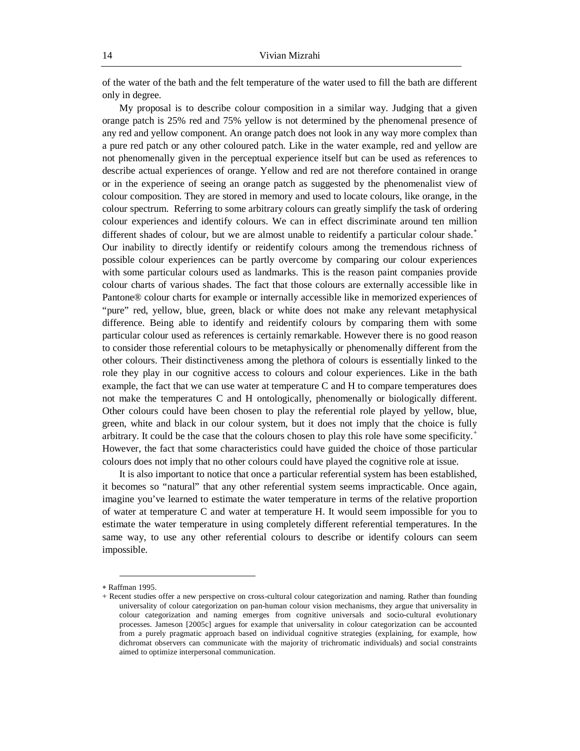of the water of the bath and the felt temperature of the water used to fill the bath are different only in degree.

My proposal is to describe colour composition in a similar way. Judging that a given orange patch is 25% red and 75% yellow is not determined by the phenomenal presence of any red and yellow component. An orange patch does not look in any way more complex than a pure red patch or any other coloured patch. Like in the water example, red and yellow are not phenomenally given in the perceptual experience itself but can be used as references to describe actual experiences of orange. Yellow and red are not therefore contained in orange or in the experience of seeing an orange patch as suggested by the phenomenalist view of colour composition. They are stored in memory and used to locate colours, like orange, in the colour spectrum. Referring to some arbitrary colours can greatly simplify the task of ordering colour experiences and identify colours. We can in effect discriminate around ten million different shades of colour, but we are almost unable to reidentify a particular colour shade.[*] Our inability to directly identify or reidentify colours among the tremendous richness of possible colour experiences can be partly overcome by comparing our colour experiences with some particular colours used as landmarks. This is the reason paint companies provide colour charts of various shades. The fact that those colours are externally accessible like in Pantone® colour charts for example or internally accessible like in memorized experiences of "pure" red, yellow, blue, green, black or white does not make any relevant metaphysical difference. Being able to identify and reidentify colours by comparing them with some particular colour used as references is certainly remarkable. However there is no good reason to consider those referential colours to be metaphysically or phenomenally different from the other colours. Their distinctiveness among the plethora of colours is essentially linked to the role they play in our cognitive access to colours and colour experiences. Like in the bath example, the fact that we can use water at temperature C and H to compare temperatures does not make the temperatures C and H ontologically, phenomenally or biologically different. Other colours could have been chosen to play the referential role played by yellow, blue, green, white and black in our colour system, but it does not imply that the choice is fully arbitrary. It could be the case that the colours chosen to play this role have some specificity.[+] However, the fact that some characteristics could have guided the choice of those particular colours does not imply that no other colours could have played the cognitive role at issue.

It is also important to notice that once a particular referential system has been established, it becomes so "natural" that any other referential system seems impracticable. Once again, imagine you've learned to estimate the water temperature in terms of the relative proportion of water at temperature C and water at temperature H. It would seem impossible for you to estimate the water temperature in using completely different referential temperatures. In the same way, to use any other referential colours to describe or identify colours can seem impossible.

---

[*] Raffman 1995.

[+] Recent studies offer a new perspective on cross-cultural colour categorization and naming. Rather than founding universality of colour categorization on pan-human colour vision mechanisms, they argue that universality in colour categorization and naming emerges from cognitive universals and socio-cultural evolutionary processes. Jameson [2005c] argues for example that universality in colour categorization can be accounted from a purely pragmatic approach based on individual cognitive strategies (explaining, for example, how dichromat observers can communicate with the majority of trichromatic individuals) and social constraints aimed to optimize interpersonal communication.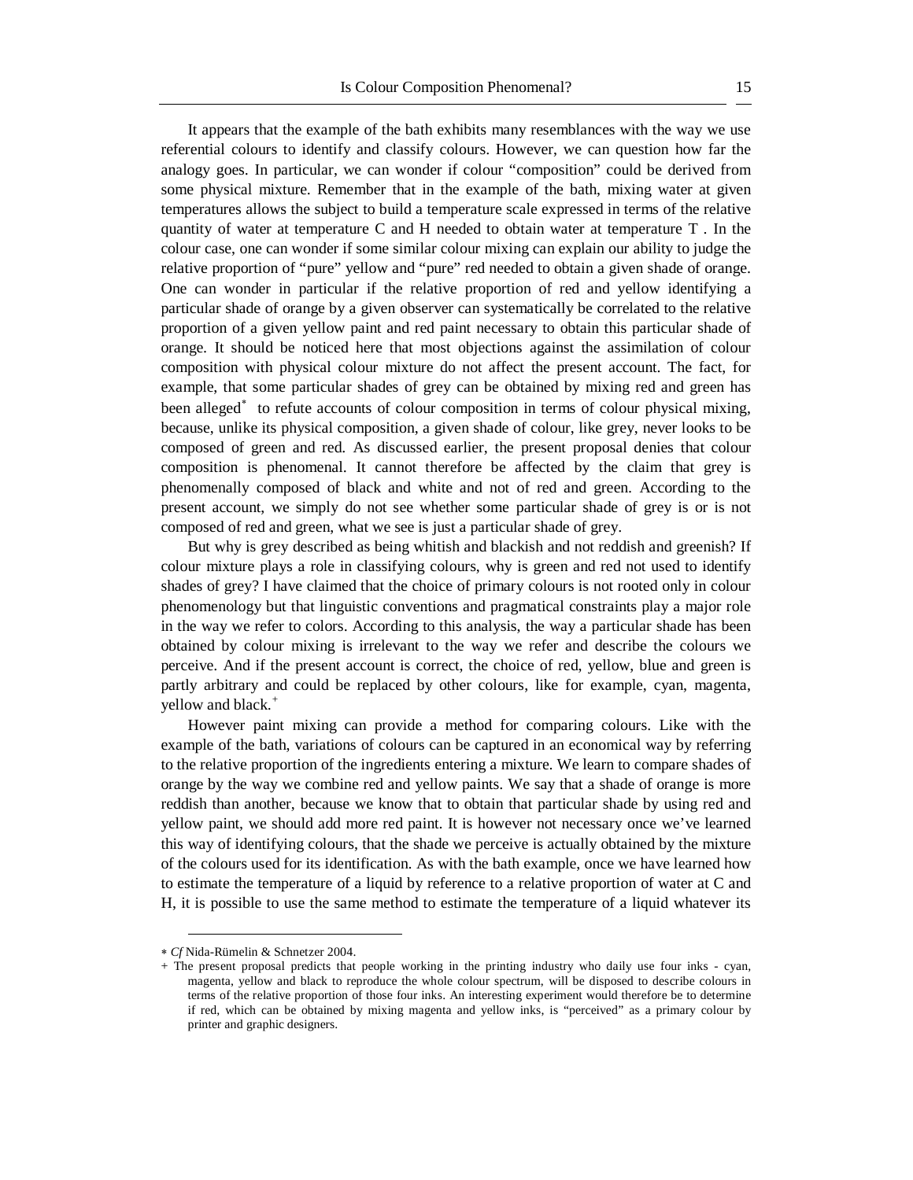It appears that the example of the bath exhibits many resemblances with the way we use referential colours to identify and classify colours. However, we can question how far the analogy goes. In particular, we can wonder if colour "composition" could be derived from some physical mixture. Remember that in the example of the bath, mixing water at given temperatures allows the subject to build a temperature scale expressed in terms of the relative quantity of water at temperature C and H needed to obtain water at temperature T . In the colour case, one can wonder if some similar colour mixing can explain our ability to judge the relative proportion of "pure" yellow and "pure" red needed to obtain a given shade of orange. One can wonder in particular if the relative proportion of red and yellow identifying a particular shade of orange by a given observer can systematically be correlated to the relative proportion of a given yellow paint and red paint necessary to obtain this particular shade of orange. It should be noticed here that most objections against the assimilation of colour composition with physical colour mixture do not affect the present account. The fact, for example, that some particular shades of grey can be obtained by mixing red and green has been alleged[*] to refute accounts of colour composition in terms of colour physical mixing, because, unlike its physical composition, a given shade of colour, like grey, never looks to be composed of green and red. As discussed earlier, the present proposal denies that colour composition is phenomenal. It cannot therefore be affected by the claim that grey is phenomenally composed of black and white and not of red and green. According to the present account, we simply do not see whether some particular shade of grey is or is not composed of red and green, what we see is just a particular shade of grey.

But why is grey described as being whitish and blackish and not reddish and greenish? If colour mixture plays a role in classifying colours, why is green and red not used to identify shades of grey? I have claimed that the choice of primary colours is not rooted only in colour phenomenology but that linguistic conventions and pragmatical constraints play a major role in the way we refer to colors. According to this analysis, the way a particular shade has been obtained by colour mixing is irrelevant to the way we refer and describe the colours we perceive. And if the present account is correct, the choice of red, yellow, blue and green is partly arbitrary and could be replaced by other colours, like for example, cyan, magenta, yellow and black.[+]

However paint mixing can provide a method for comparing colours. Like with the example of the bath, variations of colours can be captured in an economical way by referring to the relative proportion of the ingredients entering a mixture. We learn to compare shades of orange by the way we combine red and yellow paints. We say that a shade of orange is more reddish than another, because we know that to obtain that particular shade by using red and yellow paint, we should add more red paint. It is however not necessary once we've learned this way of identifying colours, that the shade we perceive is actually obtained by the mixture of the colours used for its identification. As with the bath example, once we have learned how to estimate the temperature of a liquid by reference to a relative proportion of water at C and H, it is possible to use the same method to estimate the temperature of a liquid whatever its

---

[*] *Cf* Nida-Rümelin & Schnetzer 2004.

[+] The present proposal predicts that people working in the printing industry who daily use four inks - cyan, magenta, yellow and black to reproduce the whole colour spectrum, will be disposed to describe colours in terms of the relative proportion of those four inks. An interesting experiment would therefore be to determine if red, which can be obtained by mixing magenta and yellow inks, is "perceived" as a primary colour by printer and graphic designers.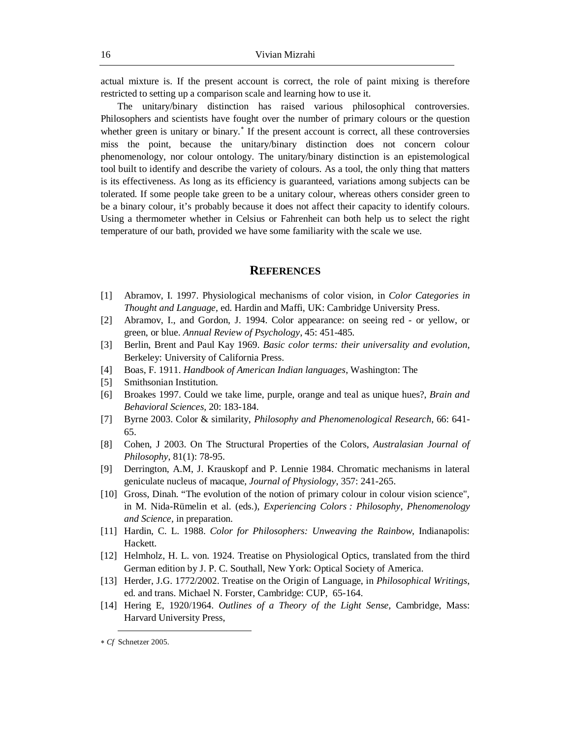actual mixture is. If the present account is correct, the role of paint mixing is therefore restricted to setting up a comparison scale and learning how to use it.

The unitary/binary distinction has raised various philosophical controversies. Philosophers and scientists have fought over the number of primary colours or the question whether green is unitary or binary.* If the present account is correct, all these controversies miss the point, because the unitary/binary distinction does not concern colour phenomenology, nor colour ontology. The unitary/binary distinction is an epistemological tool built to identify and describe the variety of colours. As a tool, the only thing that matters is its effectiveness. As long as its efficiency is guaranteed, variations among subjects can be tolerated. If some people take green to be a unitary colour, whereas others consider green to be a binary colour, it's probably because it does not affect their capacity to identify colours. Using a thermometer whether in Celsius or Fahrenheit can both help us to select the right temperature of our bath, provided we have some familiarity with the scale we use.

## REFERENCES

[1] Abramov, I. 1997. Physiological mechanisms of color vision, in *Color Categories in Thought and Language*, ed. Hardin and Maffi, UK: Cambridge University Press.

[2] Abramov, I., and Gordon, J. 1994. Color appearance: on seeing red - or yellow, or green, or blue. *Annual Review of Psychology*, 45: 451-485.

[3] Berlin, Brent and Paul Kay 1969. *Basic color terms: their universality and evolution*, Berkeley: University of California Press.

[4] Boas, F. 1911. *Handbook of American Indian languages*, Washington: The

[5] Smithsonian Institution.

[6] Broakes 1997. Could we take lime, purple, orange and teal as unique hues?, *Brain and Behavioral Sciences*, 20: 183-184.

[7] Byrne 2003. Color & similarity, *Philosophy and Phenomenological Research*, 66: 641-65.

[8] Cohen, J 2003. On The Structural Properties of the Colors, *Australasian Journal of Philosophy*, 81(1): 78-95.

[9] Derrington, A.M, J. Krauskopf and P. Lennie 1984. Chromatic mechanisms in lateral geniculate nucleus of macaque, *Journal of Physiology*, 357: 241-265.

[10] Gross, Dinah. "The evolution of the notion of primary colour in colour vision science", in M. Nida-Rümelin et al. (eds.), *Experiencing Colors : Philosophy, Phenomenology and Science*, in preparation.

[11] Hardin, C. L. 1988. *Color for Philosophers: Unweaving the Rainbow*, Indianapolis: Hackett.

[12] Helmholz, H. L. von. 1924. Treatise on Physiological Optics, translated from the third German edition by J. P. C. Southall, New York: Optical Society of America.

[13] Herder, J.G. 1772/2002. Treatise on the Origin of Language, in *Philosophical Writings*, ed. and trans. Michael N. Forster, Cambridge: CUP, 65-164.

[14] Hering E, 1920/1964. *Outlines of a Theory of the Light Sense*, Cambridge, Mass: Harvard University Press,

---

* *Cf* Schnetzer 2005.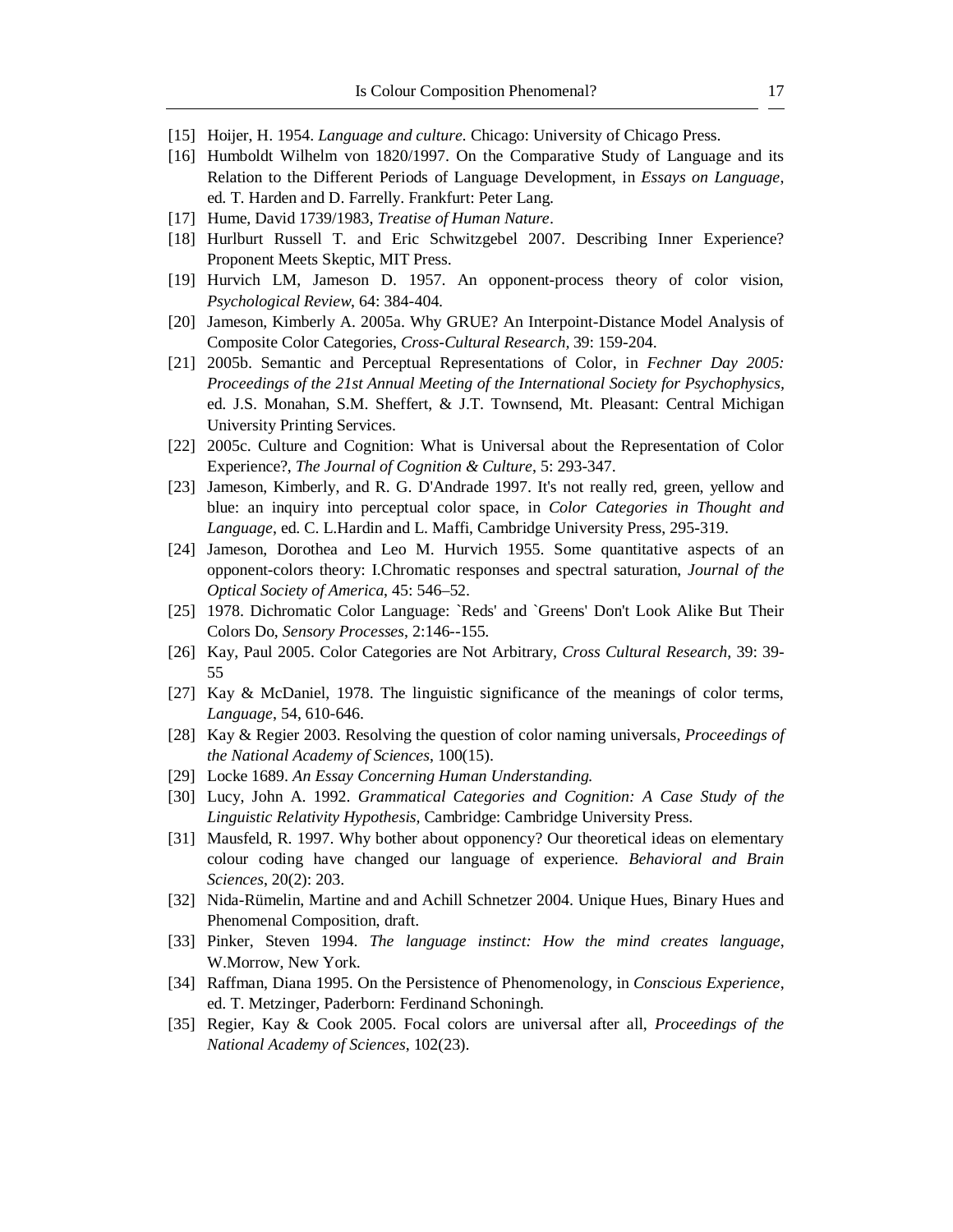[15] Hoijer, H. 1954. *Language and culture.* Chicago: University of Chicago Press.

[16] Humboldt Wilhelm von 1820/1997. On the Comparative Study of Language and its Relation to the Different Periods of Language Development, in *Essays on Language*, ed. T. Harden and D. Farrelly. Frankfurt: Peter Lang.

[17] Hume, David 1739/1983, *Treatise of Human Nature*.

[18] Hurlburt Russell T. and Eric Schwitzgebel 2007. Describing Inner Experience? Proponent Meets Skeptic, MIT Press.

[19] Hurvich LM, Jameson D. 1957. An opponent-process theory of color vision, *Psychological Review*, 64: 384-404.

[20] Jameson, Kimberly A. 2005a. Why GRUE? An Interpoint-Distance Model Analysis of Composite Color Categories, *Cross-Cultural Research,* 39: 159-204.

[21] 2005b. Semantic and Perceptual Representations of Color, in *Fechner Day 2005: Proceedings of the 21st Annual Meeting of the International Society for Psychophysics*, ed. J.S. Monahan, S.M. Sheffert, & J.T. Townsend, Mt. Pleasant: Central Michigan University Printing Services.

[22] 2005c. Culture and Cognition: What is Universal about the Representation of Color Experience?, *The Journal of Cognition & Culture*, 5: 293-347.

[23] Jameson, Kimberly, and R. G. D'Andrade 1997. It's not really red, green, yellow and blue: an inquiry into perceptual color space, in *Color Categories in Thought and Language*, ed. C. L.Hardin and L. Maffi, Cambridge University Press, 295-319.

[24] Jameson, Dorothea and Leo M. Hurvich 1955. Some quantitative aspects of an opponent-colors theory: I.Chromatic responses and spectral saturation, *Journal of the Optical Society of America*, 45: 546–52.

[25] 1978. Dichromatic Color Language: `Reds' and `Greens' Don't Look Alike But Their Colors Do, *Sensory Processes*, 2:146--155.

[26] Kay, Paul 2005. Color Categories are Not Arbitrary, *Cross Cultural Research*, 39: 39-55

[27] Kay & McDaniel, 1978. The linguistic significance of the meanings of color terms, *Language*, 54, 610-646.

[28] Kay & Regier 2003. Resolving the question of color naming universals, *Proceedings of the National Academy of Sciences*, 100(15).

[29] Locke 1689. *An Essay Concerning Human Understanding.*

[30] Lucy, John A. 1992. *Grammatical Categories and Cognition: A Case Study of the Linguistic Relativity Hypothesis,* Cambridge: Cambridge University Press.

[31] Mausfeld, R. 1997. Why bother about opponency? Our theoretical ideas on elementary colour coding have changed our language of experience. *Behavioral and Brain Sciences*, 20(2): 203.

[32] Nida-Rümelin, Martine and and Achill Schnetzer 2004. Unique Hues, Binary Hues and Phenomenal Composition, draft.

[33] Pinker, Steven 1994. *The language instinct: How the mind creates language*, W.Morrow, New York.

[34] Raffman, Diana 1995. On the Persistence of Phenomenology, in *Conscious Experience*, ed. T. Metzinger, Paderborn: Ferdinand Schoningh.

[35] Regier, Kay & Cook 2005. Focal colors are universal after all, *Proceedings of the National Academy of Sciences*, 102(23).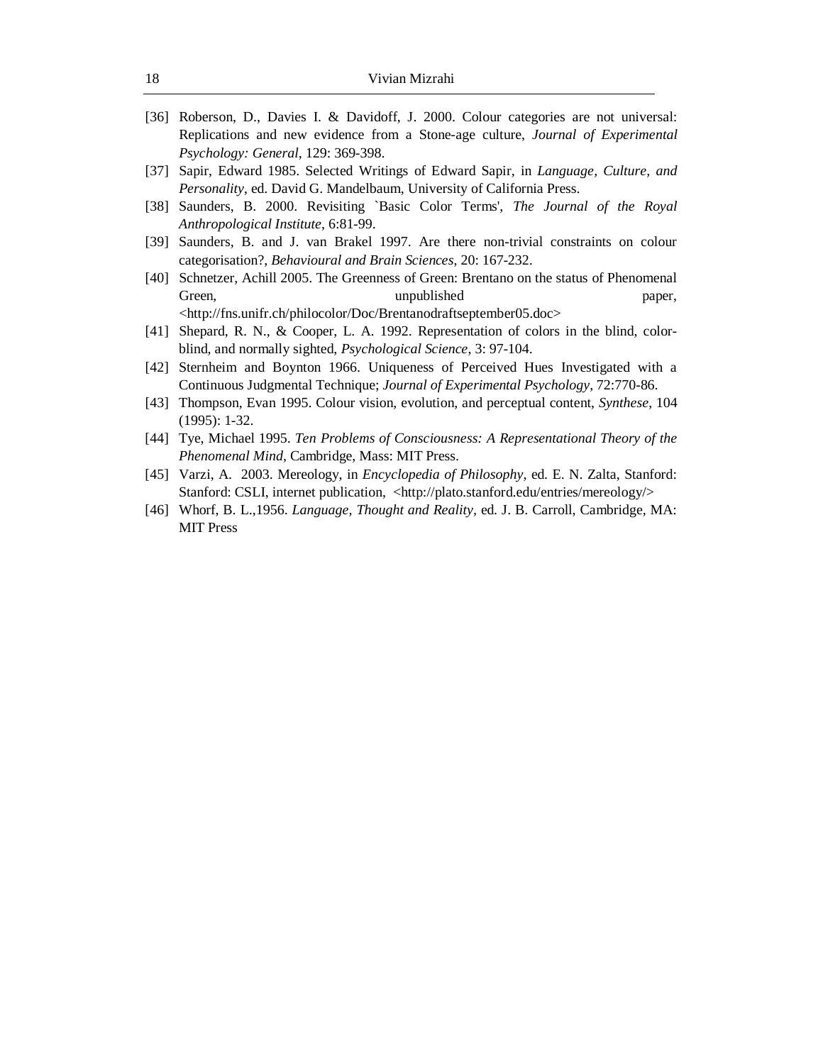[36] Roberson, D., Davies I. & Davidoff, J. 2000. Colour categories are not universal: Replications and new evidence from a Stone-age culture, *Journal of Experimental Psychology: General*, 129: 369-398.

[37] Sapir, Edward 1985. Selected Writings of Edward Sapir, in *Language, Culture, and Personality*, ed. David G. Mandelbaum, University of California Press.

[38] Saunders, B. 2000. Revisiting `Basic Color Terms', *The Journal of the Royal Anthropological Institute*, 6:81-99.

[39] Saunders, B. and J. van Brakel 1997. Are there non-trivial constraints on colour categorisation?, *Behavioural and Brain Sciences*, 20: 167-232.

[40] Schnetzer, Achill 2005. The Greenness of Green: Brentano on the status of Phenomenal Green, unpublished paper, <http://fns.unifr.ch/philocolor/Doc/Brentanodraftseptember05.doc>

[41] Shepard, R. N., & Cooper, L. A. 1992. Representation of colors in the blind, color-blind, and normally sighted, *Psychological Science*, 3: 97-104.

[42] Sternheim and Boynton 1966. Uniqueness of Perceived Hues Investigated with a Continuous Judgmental Technique; *Journal of Experimental Psychology*, 72:770-86.

[43] Thompson, Evan 1995. Colour vision, evolution, and perceptual content, *Synthese*, 104 (1995): 1-32.

[44] Tye, Michael 1995. *Ten Problems of Consciousness: A Representational Theory of the Phenomenal Mind*, Cambridge, Mass: MIT Press.

[45] Varzi, A. 2003. Mereology, in *Encyclopedia of Philosophy*, ed. E. N. Zalta, Stanford: Stanford: CSLI, internet publication, <http://plato.stanford.edu/entries/mereology/>

[46] Whorf, B. L.,1956. *Language, Thought and Reality*, ed. J. B. Carroll, Cambridge, MA: MIT Press